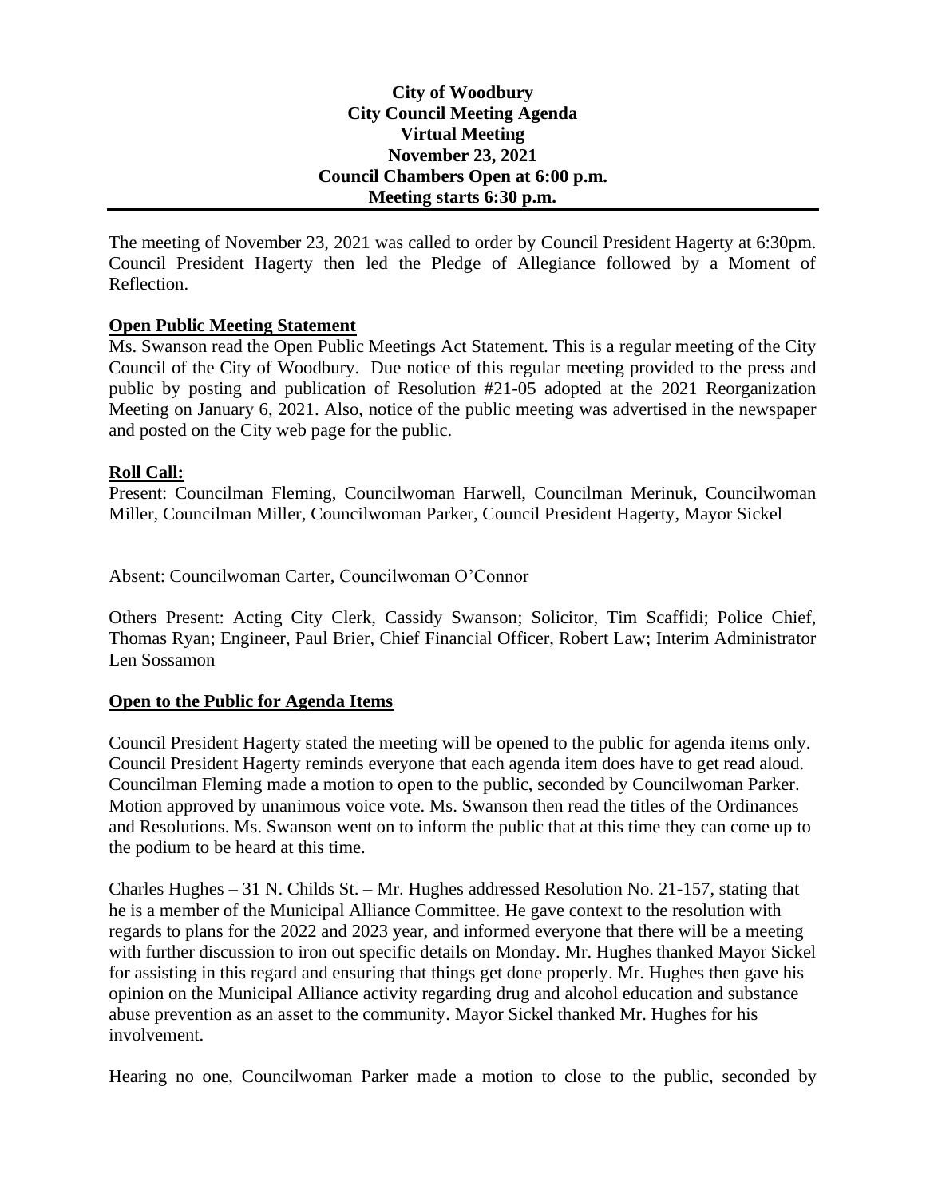**City of Woodbury**
**City Council Meeting Agenda**
**Virtual Meeting**
**November 23, 2021**
**Council Chambers Open at 6:00 p.m.**
**Meeting starts 6:30 p.m.**

---

The meeting of November 23, 2021 was called to order by Council President Hagerty at 6:30pm. Council President Hagerty then led the Pledge of Allegiance followed by a Moment of Reflection.

**Open Public Meeting Statement**

Ms. Swanson read the Open Public Meetings Act Statement. This is a regular meeting of the City Council of the City of Woodbury. Due notice of this regular meeting provided to the press and public by posting and publication of Resolution #21-05 adopted at the 2021 Reorganization Meeting on January 6, 2021. Also, notice of the public meeting was advertised in the newspaper and posted on the City web page for the public.

**Roll Call:**

Present: Councilman Fleming, Councilwoman Harwell, Councilman Merinuk, Councilwoman Miller, Councilman Miller, Councilwoman Parker, Council President Hagerty, Mayor Sickel

Absent: Councilwoman Carter, Councilwoman O'Connor

Others Present: Acting City Clerk, Cassidy Swanson; Solicitor, Tim Scaffidi; Police Chief, Thomas Ryan; Engineer, Paul Brier, Chief Financial Officer, Robert Law; Interim Administrator Len Sossamon

**Open to the Public for Agenda Items**

Council President Hagerty stated the meeting will be opened to the public for agenda items only. Council President Hagerty reminds everyone that each agenda item does have to get read aloud. Councilman Fleming made a motion to open to the public, seconded by Councilwoman Parker. Motion approved by unanimous voice vote. Ms. Swanson then read the titles of the Ordinances and Resolutions. Ms. Swanson went on to inform the public that at this time they can come up to the podium to be heard at this time.

Charles Hughes – 31 N. Childs St. – Mr. Hughes addressed Resolution No. 21-157, stating that he is a member of the Municipal Alliance Committee. He gave context to the resolution with regards to plans for the 2022 and 2023 year, and informed everyone that there will be a meeting with further discussion to iron out specific details on Monday. Mr. Hughes thanked Mayor Sickel for assisting in this regard and ensuring that things get done properly. Mr. Hughes then gave his opinion on the Municipal Alliance activity regarding drug and alcohol education and substance abuse prevention as an asset to the community. Mayor Sickel thanked Mr. Hughes for his involvement.

Hearing no one, Councilwoman Parker made a motion to close to the public, seconded by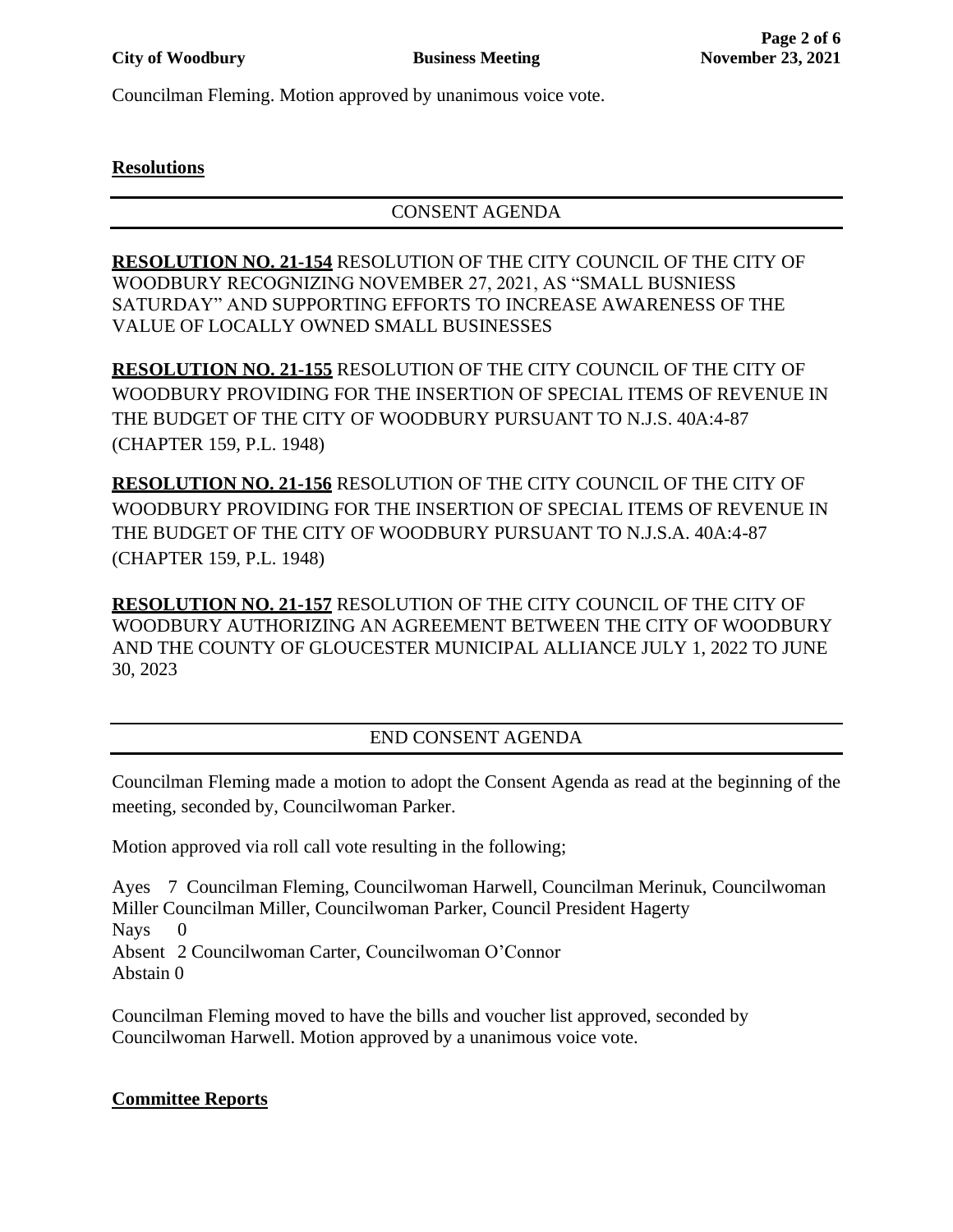Councilman Fleming. Motion approved by unanimous voice vote.

## Resolutions

CONSENT AGENDA

**RESOLUTION NO. 21-154** RESOLUTION OF THE CITY COUNCIL OF THE CITY OF WOODBURY RECOGNIZING NOVEMBER 27, 2021, AS "SMALL BUSNIESS SATURDAY" AND SUPPORTING EFFORTS TO INCREASE AWARENESS OF THE VALUE OF LOCALLY OWNED SMALL BUSINESSES

**RESOLUTION NO. 21-155** RESOLUTION OF THE CITY COUNCIL OF THE CITY OF WOODBURY PROVIDING FOR THE INSERTION OF SPECIAL ITEMS OF REVENUE IN THE BUDGET OF THE CITY OF WOODBURY PURSUANT TO N.J.S. 40A:4-87 (CHAPTER 159, P.L. 1948)

**RESOLUTION NO. 21-156** RESOLUTION OF THE CITY COUNCIL OF THE CITY OF WOODBURY PROVIDING FOR THE INSERTION OF SPECIAL ITEMS OF REVENUE IN THE BUDGET OF THE CITY OF WOODBURY PURSUANT TO N.J.S.A. 40A:4-87 (CHAPTER 159, P.L. 1948)

**RESOLUTION NO. 21-157** RESOLUTION OF THE CITY COUNCIL OF THE CITY OF WOODBURY AUTHORIZING AN AGREEMENT BETWEEN THE CITY OF WOODBURY AND THE COUNTY OF GLOUCESTER MUNICIPAL ALLIANCE JULY 1, 2022 TO JUNE 30, 2023

END CONSENT AGENDA

Councilman Fleming made a motion to adopt the Consent Agenda as read at the beginning of the meeting, seconded by, Councilwoman Parker.

Motion approved via roll call vote resulting in the following;

Ayes 7 Councilman Fleming, Councilwoman Harwell, Councilman Merinuk, Councilwoman Miller Councilman Miller, Councilwoman Parker, Council President Hagerty
Nays 0
Absent 2 Councilwoman Carter, Councilwoman O'Connor
Abstain 0

Councilman Fleming moved to have the bills and voucher list approved, seconded by Councilwoman Harwell. Motion approved by a unanimous voice vote.

## Committee Reports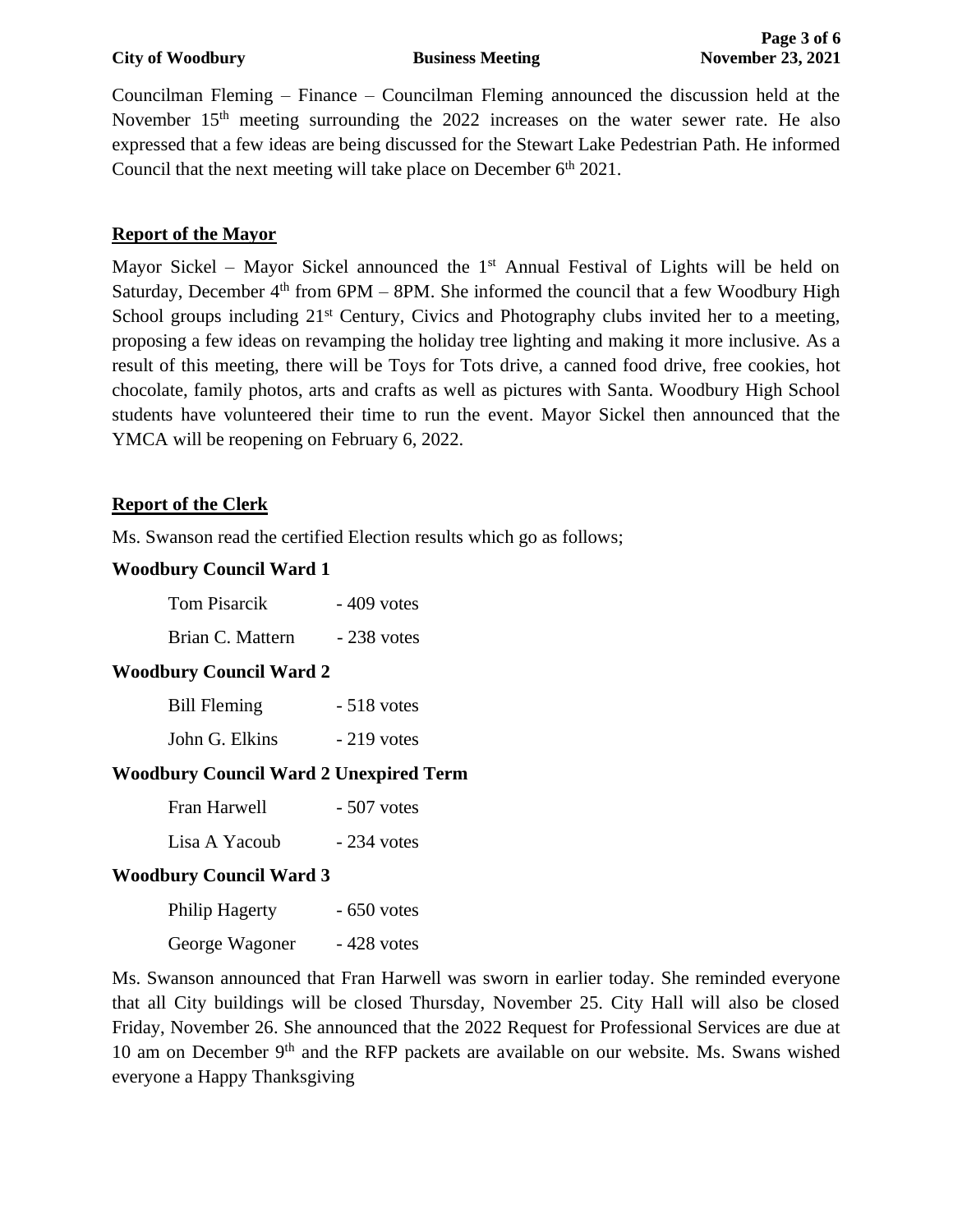Councilman Fleming – Finance – Councilman Fleming announced the discussion held at the November 15th meeting surrounding the 2022 increases on the water sewer rate. He also expressed that a few ideas are being discussed for the Stewart Lake Pedestrian Path. He informed Council that the next meeting will take place on December 6th 2021.

## Report of the Mayor

Mayor Sickel – Mayor Sickel announced the 1st Annual Festival of Lights will be held on Saturday, December 4th from 6PM – 8PM. She informed the council that a few Woodbury High School groups including 21st Century, Civics and Photography clubs invited her to a meeting, proposing a few ideas on revamping the holiday tree lighting and making it more inclusive. As a result of this meeting, there will be Toys for Tots drive, a canned food drive, free cookies, hot chocolate, family photos, arts and crafts as well as pictures with Santa. Woodbury High School students have volunteered their time to run the event. Mayor Sickel then announced that the YMCA will be reopening on February 6, 2022.

## Report of the Clerk

Ms. Swanson read the certified Election results which go as follows;

**Woodbury Council Ward 1**

| | |
|---|---|
| Tom Pisarcik | - 409 votes |
| Brian C. Mattern | - 238 votes |

**Woodbury Council Ward 2**

| | |
|---|---|
| Bill Fleming | - 518 votes |
| John G. Elkins | - 219 votes |

**Woodbury Council Ward 2 Unexpired Term**

| | |
|---|---|
| Fran Harwell | - 507 votes |
| Lisa A Yacoub | - 234 votes |

**Woodbury Council Ward 3**

| | |
|---|---|
| Philip Hagerty | - 650 votes |
| George Wagoner | - 428 votes |

Ms. Swanson announced that Fran Harwell was sworn in earlier today. She reminded everyone that all City buildings will be closed Thursday, November 25. City Hall will also be closed Friday, November 26. She announced that the 2022 Request for Professional Services are due at 10 am on December 9th and the RFP packets are available on our website. Ms. Swans wished everyone a Happy Thanksgiving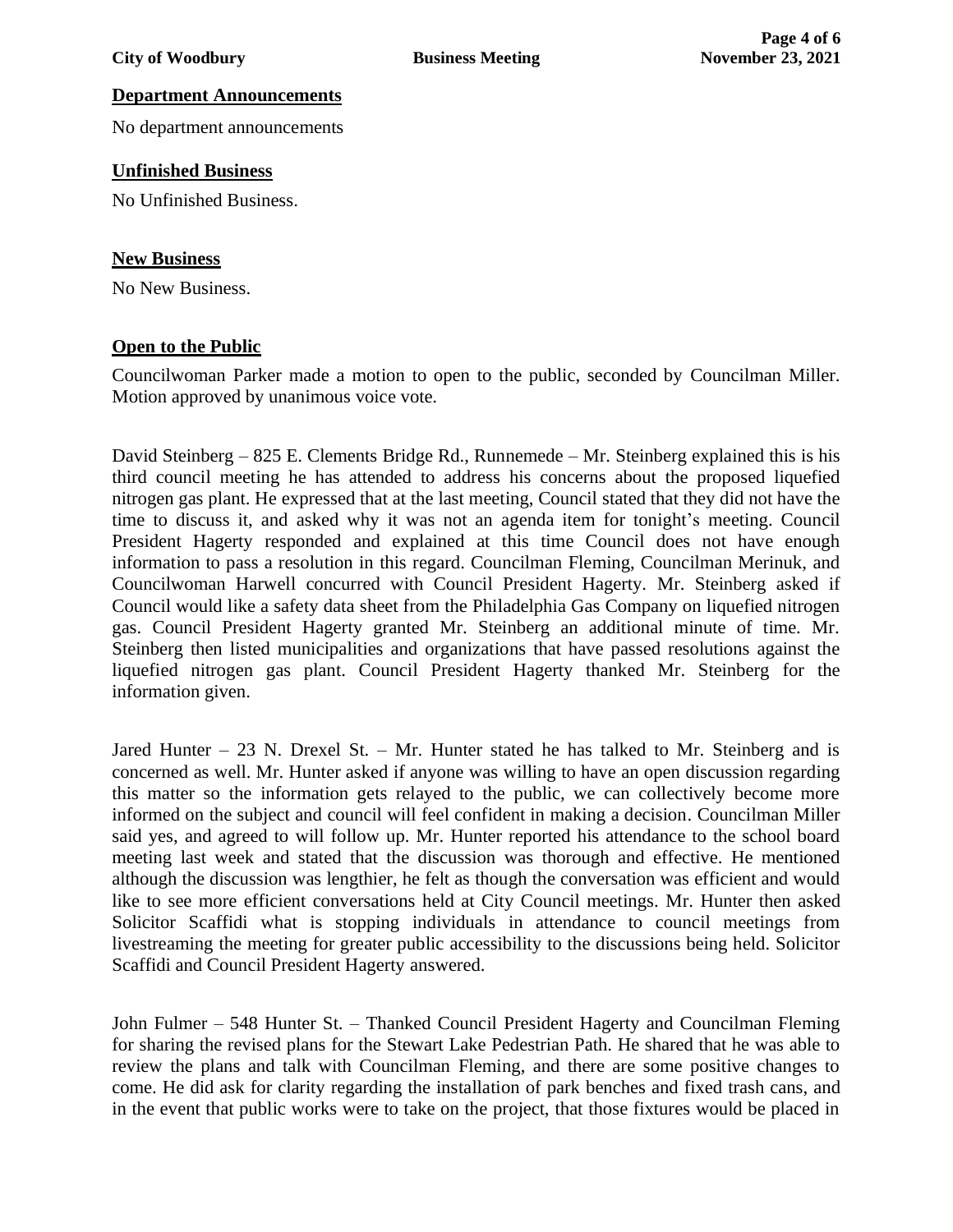## Department Announcements

No department announcements

## Unfinished Business

No Unfinished Business.

## New Business

No New Business.

## Open to the Public

Councilwoman Parker made a motion to open to the public, seconded by Councilman Miller. Motion approved by unanimous voice vote.

David Steinberg – 825 E. Clements Bridge Rd., Runnemede – Mr. Steinberg explained this is his third council meeting he has attended to address his concerns about the proposed liquefied nitrogen gas plant. He expressed that at the last meeting, Council stated that they did not have the time to discuss it, and asked why it was not an agenda item for tonight's meeting. Council President Hagerty responded and explained at this time Council does not have enough information to pass a resolution in this regard. Councilman Fleming, Councilman Merinuk, and Councilwoman Harwell concurred with Council President Hagerty. Mr. Steinberg asked if Council would like a safety data sheet from the Philadelphia Gas Company on liquefied nitrogen gas. Council President Hagerty granted Mr. Steinberg an additional minute of time. Mr. Steinberg then listed municipalities and organizations that have passed resolutions against the liquefied nitrogen gas plant. Council President Hagerty thanked Mr. Steinberg for the information given.

Jared Hunter – 23 N. Drexel St. – Mr. Hunter stated he has talked to Mr. Steinberg and is concerned as well. Mr. Hunter asked if anyone was willing to have an open discussion regarding this matter so the information gets relayed to the public, we can collectively become more informed on the subject and council will feel confident in making a decision. Councilman Miller said yes, and agreed to will follow up. Mr. Hunter reported his attendance to the school board meeting last week and stated that the discussion was thorough and effective. He mentioned although the discussion was lengthier, he felt as though the conversation was efficient and would like to see more efficient conversations held at City Council meetings. Mr. Hunter then asked Solicitor Scaffidi what is stopping individuals in attendance to council meetings from livestreaming the meeting for greater public accessibility to the discussions being held. Solicitor Scaffidi and Council President Hagerty answered.

John Fulmer – 548 Hunter St. – Thanked Council President Hagerty and Councilman Fleming for sharing the revised plans for the Stewart Lake Pedestrian Path. He shared that he was able to review the plans and talk with Councilman Fleming, and there are some positive changes to come. He did ask for clarity regarding the installation of park benches and fixed trash cans, and in the event that public works were to take on the project, that those fixtures would be placed in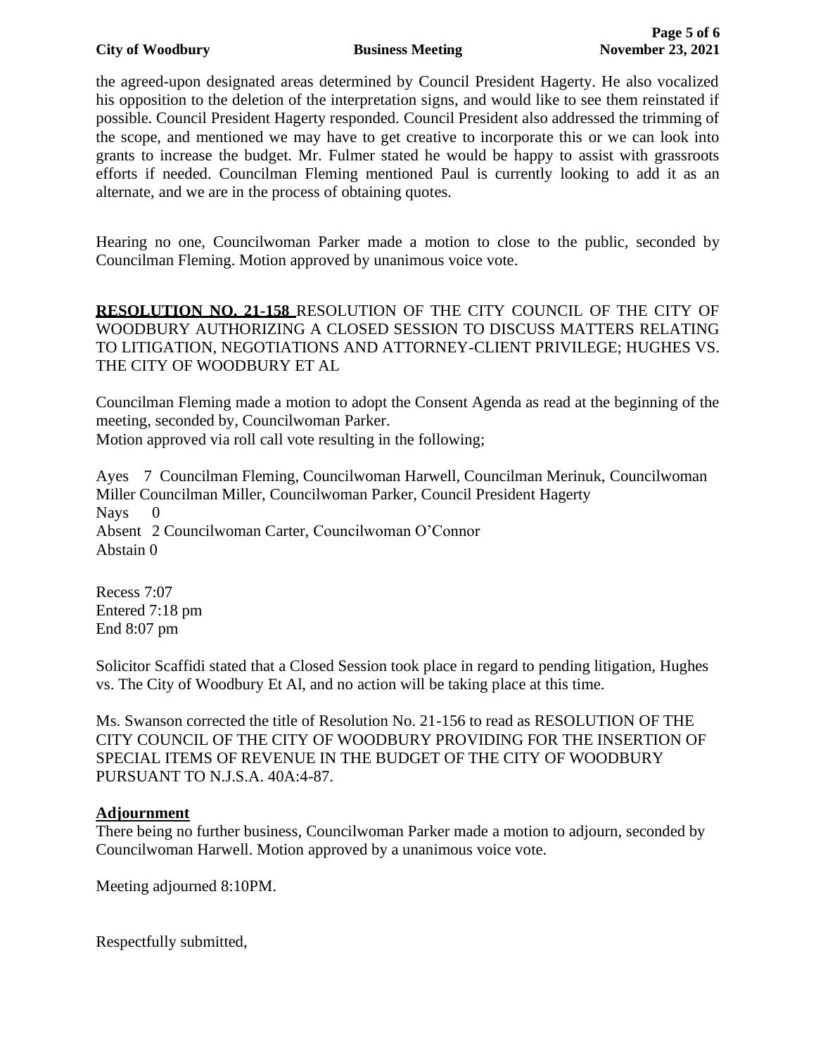the agreed-upon designated areas determined by Council President Hagerty. He also vocalized his opposition to the deletion of the interpretation signs, and would like to see them reinstated if possible. Council President Hagerty responded. Council President also addressed the trimming of the scope, and mentioned we may have to get creative to incorporate this or we can look into grants to increase the budget. Mr. Fulmer stated he would be happy to assist with grassroots efforts if needed. Councilman Fleming mentioned Paul is currently looking to add it as an alternate, and we are in the process of obtaining quotes.

Hearing no one, Councilwoman Parker made a motion to close to the public, seconded by Councilman Fleming. Motion approved by unanimous voice vote.

**RESOLUTION NO. 21-158** RESOLUTION OF THE CITY COUNCIL OF THE CITY OF WOODBURY AUTHORIZING A CLOSED SESSION TO DISCUSS MATTERS RELATING TO LITIGATION, NEGOTIATIONS AND ATTORNEY-CLIENT PRIVILEGE; HUGHES VS. THE CITY OF WOODBURY ET AL

Councilman Fleming made a motion to adopt the Consent Agenda as read at the beginning of the meeting, seconded by, Councilwoman Parker.
Motion approved via roll call vote resulting in the following;

Ayes 7 Councilman Fleming, Councilwoman Harwell, Councilman Merinuk, Councilwoman Miller Councilman Miller, Councilwoman Parker, Council President Hagerty
Nays 0
Absent 2 Councilwoman Carter, Councilwoman O'Connor
Abstain 0

Recess 7:07
Entered 7:18 pm
End 8:07 pm

Solicitor Scaffidi stated that a Closed Session took place in regard to pending litigation, Hughes vs. The City of Woodbury Et Al, and no action will be taking place at this time.

Ms. Swanson corrected the title of Resolution No. 21-156 to read as RESOLUTION OF THE CITY COUNCIL OF THE CITY OF WOODBURY PROVIDING FOR THE INSERTION OF SPECIAL ITEMS OF REVENUE IN THE BUDGET OF THE CITY OF WOODBURY PURSUANT TO N.J.S.A. 40A:4-87.

## Adjournment

There being no further business, Councilwoman Parker made a motion to adjourn, seconded by Councilwoman Harwell. Motion approved by a unanimous voice vote.

Meeting adjourned 8:10PM.

Respectfully submitted,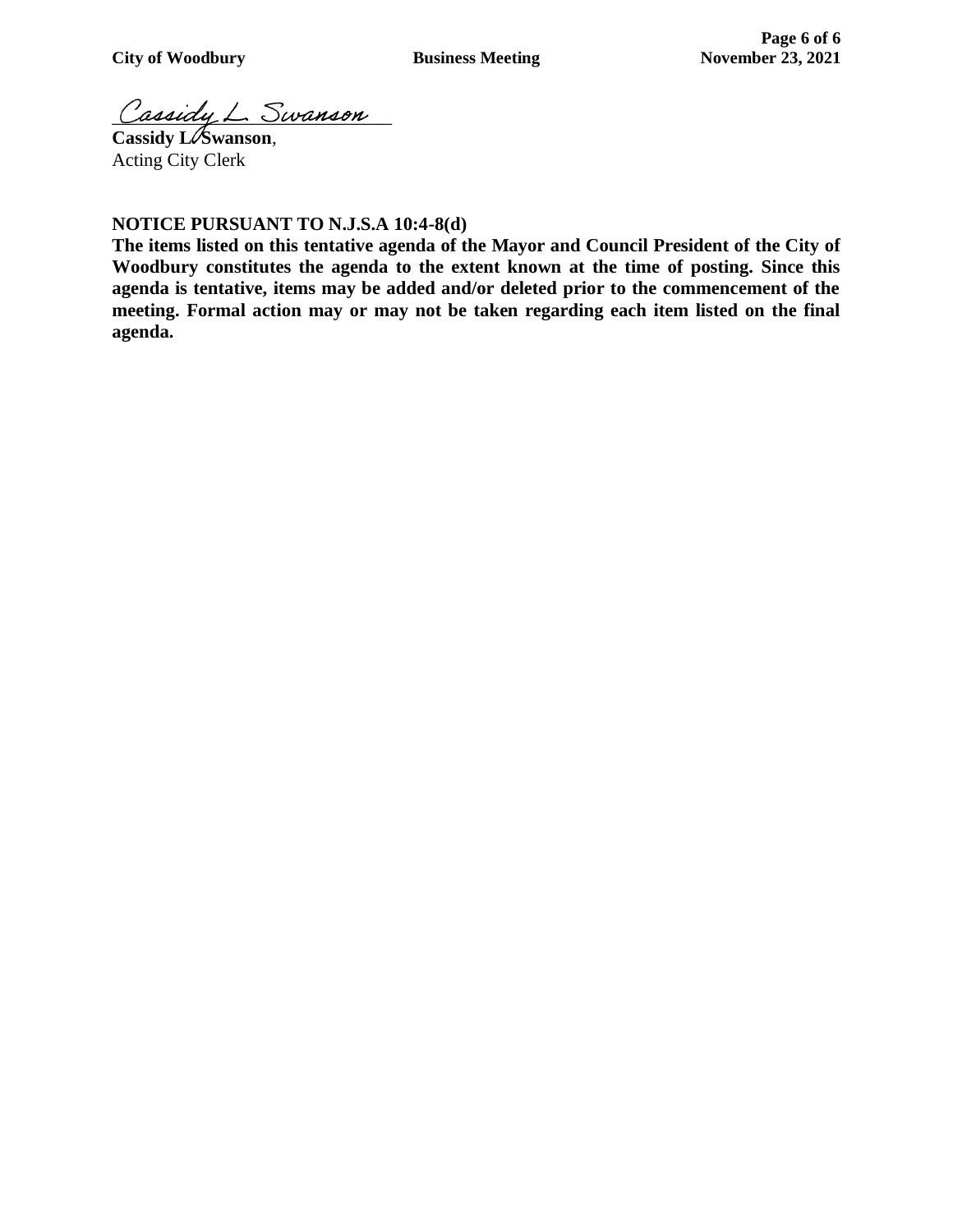*Cassidy L. Swanson*

**Cassidy L. Swanson**,
Acting City Clerk

**NOTICE PURSUANT TO N.J.S.A 10:4-8(d)**

**The items listed on this tentative agenda of the Mayor and Council President of the City of Woodbury constitutes the agenda to the extent known at the time of posting. Since this agenda is tentative, items may be added and/or deleted prior to the commencement of the meeting. Formal action may or may not be taken regarding each item listed on the final agenda.**